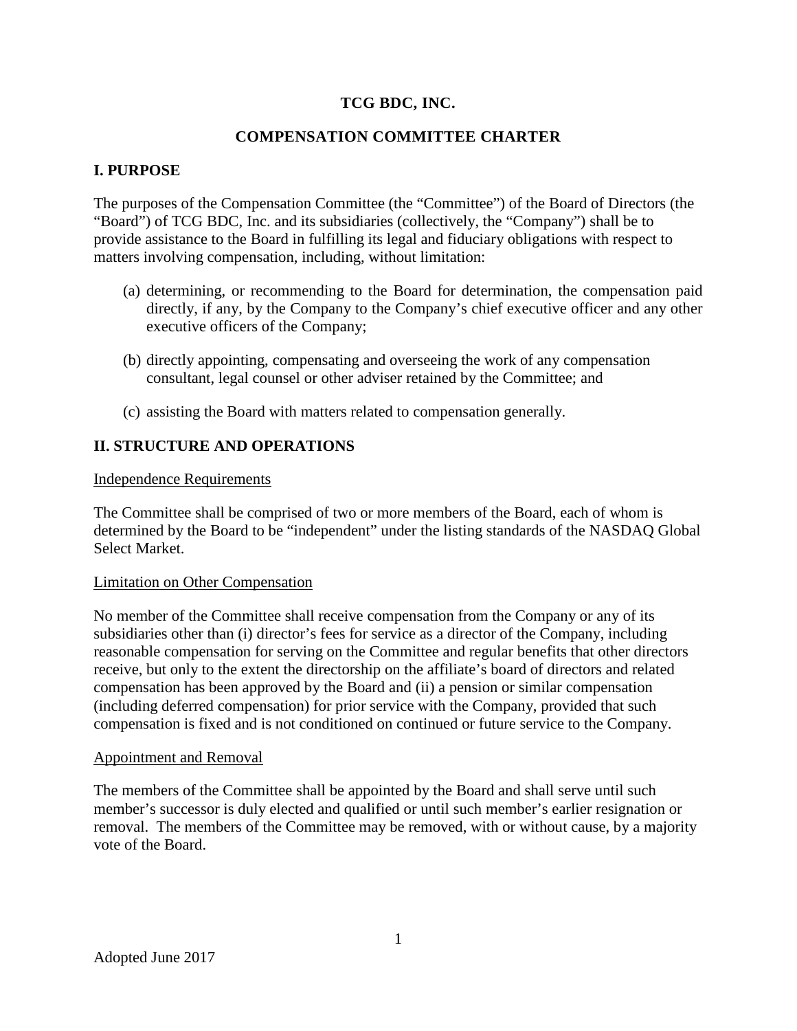# TCG BDC, INC.

## COMPENSATION COMMITTEE CHARTER

### I. PURPOSE

The purposes of the Compensation Committee (the "Committee") of the Board of Directors (the "Board") of TCG BDC, Inc. and its subsidiaries (collectively, the "Company") shall be to provide assistance to the Board in fulfilling its legal and fiduciary obligations with respect to matters involving compensation, including, without limitation:

(a) determining, or recommending to the Board for determination, the compensation paid directly, if any, by the Company to the Company's chief executive officer and any other executive officers of the Company;

(b) directly appointing, compensating and overseeing the work of any compensation consultant, legal counsel or other adviser retained by the Committee; and

(c) assisting the Board with matters related to compensation generally.

### II. STRUCTURE AND OPERATIONS

<u>Independence Requirements</u>

The Committee shall be comprised of two or more members of the Board, each of whom is determined by the Board to be "independent" under the listing standards of the NASDAQ Global Select Market.

<u>Limitation on Other Compensation</u>

No member of the Committee shall receive compensation from the Company or any of its subsidiaries other than (i) director's fees for service as a director of the Company, including reasonable compensation for serving on the Committee and regular benefits that other directors receive, but only to the extent the directorship on the affiliate's board of directors and related compensation has been approved by the Board and (ii) a pension or similar compensation (including deferred compensation) for prior service with the Company, provided that such compensation is fixed and is not conditioned on continued or future service to the Company.

<u>Appointment and Removal</u>

The members of the Committee shall be appointed by the Board and shall serve until such member's successor is duly elected and qualified or until such member's earlier resignation or removal. The members of the Committee may be removed, with or without cause, by a majority vote of the Board.

Adopted June 2017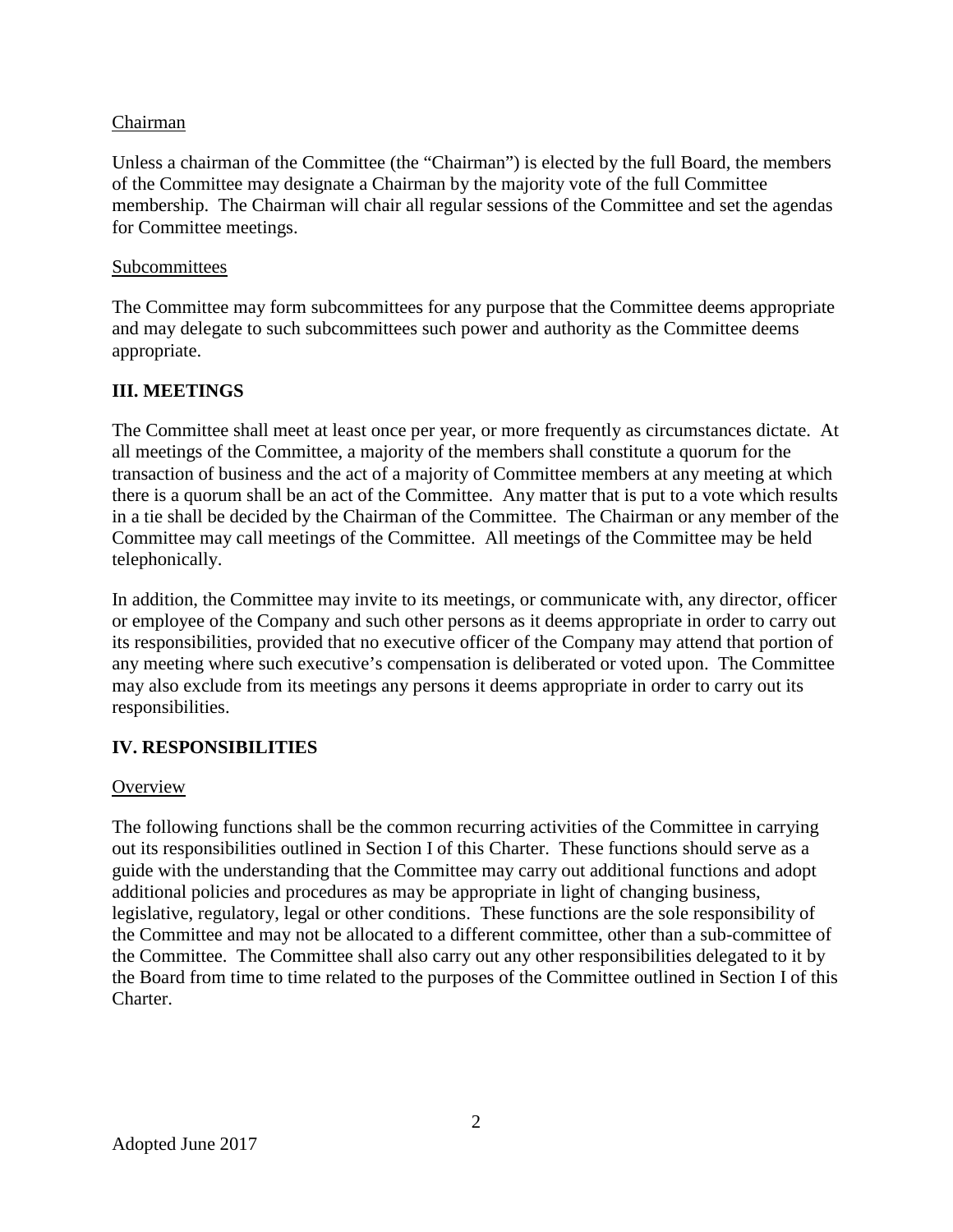Chairman

Unless a chairman of the Committee (the "Chairman") is elected by the full Board, the members of the Committee may designate a Chairman by the majority vote of the full Committee membership. The Chairman will chair all regular sessions of the Committee and set the agendas for Committee meetings.

Subcommittees

The Committee may form subcommittees for any purpose that the Committee deems appropriate and may delegate to such subcommittees such power and authority as the Committee deems appropriate.

## III. MEETINGS

The Committee shall meet at least once per year, or more frequently as circumstances dictate. At all meetings of the Committee, a majority of the members shall constitute a quorum for the transaction of business and the act of a majority of Committee members at any meeting at which there is a quorum shall be an act of the Committee. Any matter that is put to a vote which results in a tie shall be decided by the Chairman of the Committee. The Chairman or any member of the Committee may call meetings of the Committee. All meetings of the Committee may be held telephonically.

In addition, the Committee may invite to its meetings, or communicate with, any director, officer or employee of the Company and such other persons as it deems appropriate in order to carry out its responsibilities, provided that no executive officer of the Company may attend that portion of any meeting where such executive's compensation is deliberated or voted upon. The Committee may also exclude from its meetings any persons it deems appropriate in order to carry out its responsibilities.

## IV. RESPONSIBILITIES

Overview

The following functions shall be the common recurring activities of the Committee in carrying out its responsibilities outlined in Section I of this Charter. These functions should serve as a guide with the understanding that the Committee may carry out additional functions and adopt additional policies and procedures as may be appropriate in light of changing business, legislative, regulatory, legal or other conditions. These functions are the sole responsibility of the Committee and may not be allocated to a different committee, other than a sub-committee of the Committee. The Committee shall also carry out any other responsibilities delegated to it by the Board from time to time related to the purposes of the Committee outlined in Section I of this Charter.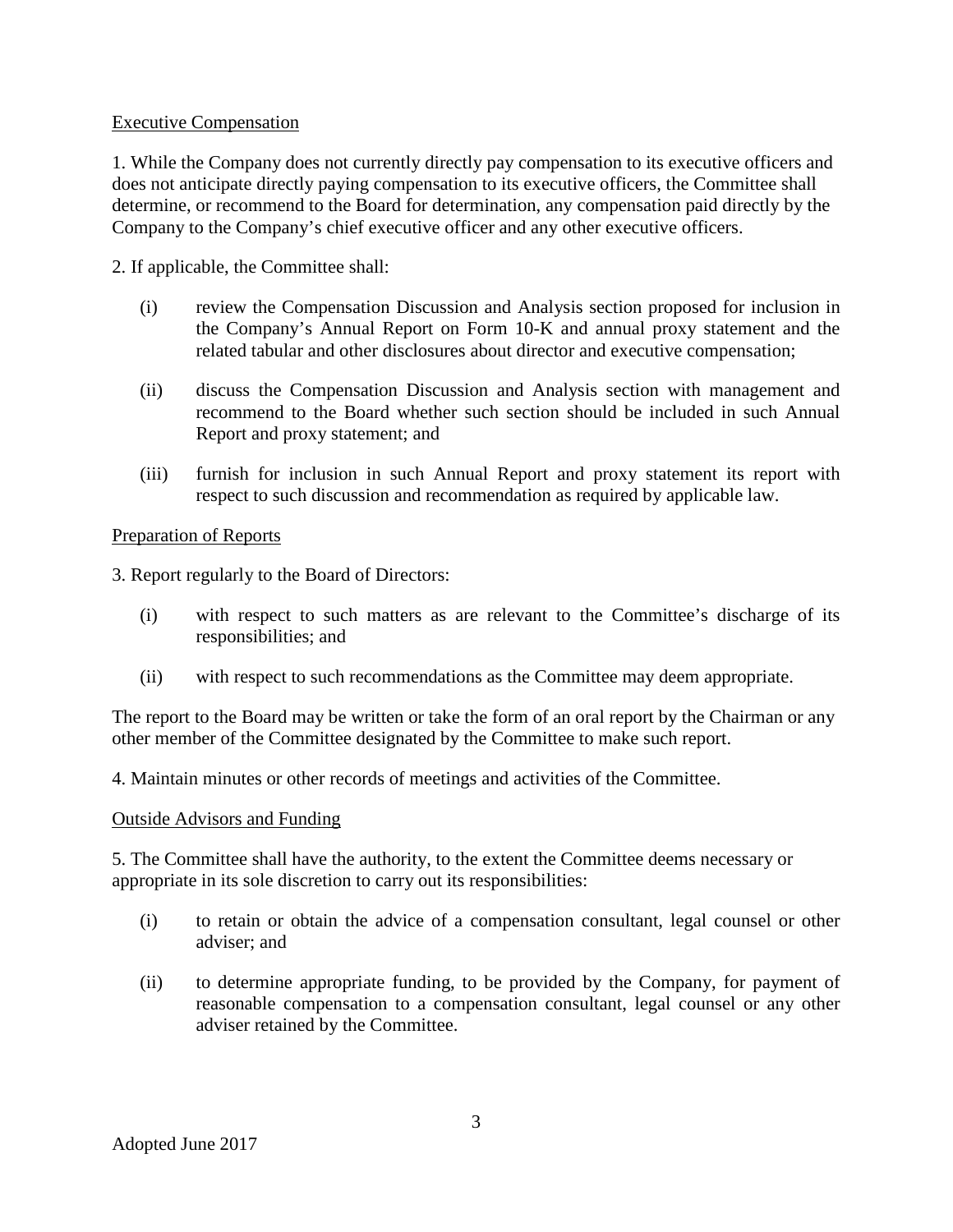Executive Compensation

1. While the Company does not currently directly pay compensation to its executive officers and does not anticipate directly paying compensation to its executive officers, the Committee shall determine, or recommend to the Board for determination, any compensation paid directly by the Company to the Company's chief executive officer and any other executive officers.

2. If applicable, the Committee shall:

(i) review the Compensation Discussion and Analysis section proposed for inclusion in the Company's Annual Report on Form 10-K and annual proxy statement and the related tabular and other disclosures about director and executive compensation;

(ii) discuss the Compensation Discussion and Analysis section with management and recommend to the Board whether such section should be included in such Annual Report and proxy statement; and

(iii) furnish for inclusion in such Annual Report and proxy statement its report with respect to such discussion and recommendation as required by applicable law.

Preparation of Reports

3. Report regularly to the Board of Directors:

(i) with respect to such matters as are relevant to the Committee's discharge of its responsibilities; and

(ii) with respect to such recommendations as the Committee may deem appropriate.

The report to the Board may be written or take the form of an oral report by the Chairman or any other member of the Committee designated by the Committee to make such report.

4. Maintain minutes or other records of meetings and activities of the Committee.

Outside Advisors and Funding

5. The Committee shall have the authority, to the extent the Committee deems necessary or appropriate in its sole discretion to carry out its responsibilities:

(i) to retain or obtain the advice of a compensation consultant, legal counsel or other adviser; and

(ii) to determine appropriate funding, to be provided by the Company, for payment of reasonable compensation to a compensation consultant, legal counsel or any other adviser retained by the Committee.

Adopted June 2017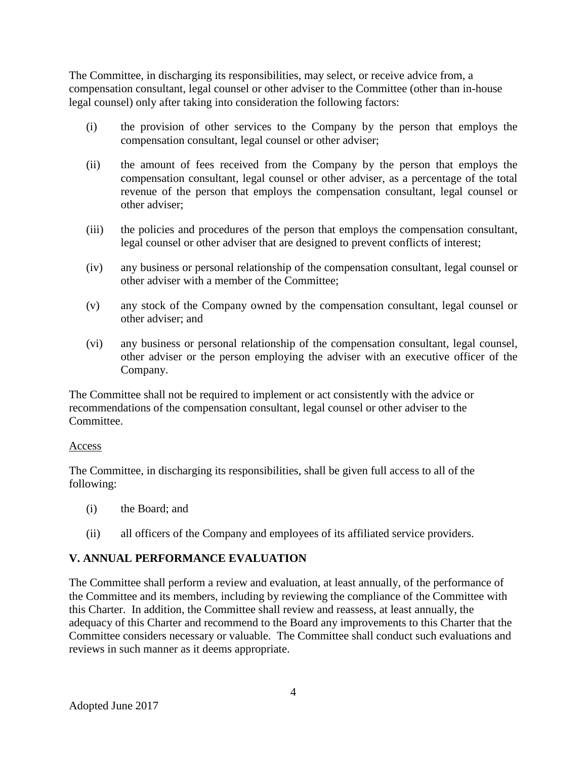The Committee, in discharging its responsibilities, may select, or receive advice from, a compensation consultant, legal counsel or other adviser to the Committee (other than in-house legal counsel) only after taking into consideration the following factors:

(i) the provision of other services to the Company by the person that employs the compensation consultant, legal counsel or other adviser;

(ii) the amount of fees received from the Company by the person that employs the compensation consultant, legal counsel or other adviser, as a percentage of the total revenue of the person that employs the compensation consultant, legal counsel or other adviser;

(iii) the policies and procedures of the person that employs the compensation consultant, legal counsel or other adviser that are designed to prevent conflicts of interest;

(iv) any business or personal relationship of the compensation consultant, legal counsel or other adviser with a member of the Committee;

(v) any stock of the Company owned by the compensation consultant, legal counsel or other adviser; and

(vi) any business or personal relationship of the compensation consultant, legal counsel, other adviser or the person employing the adviser with an executive officer of the Company.

The Committee shall not be required to implement or act consistently with the advice or recommendations of the compensation consultant, legal counsel or other adviser to the Committee.

Access

The Committee, in discharging its responsibilities, shall be given full access to all of the following:

(i) the Board; and

(ii) all officers of the Company and employees of its affiliated service providers.

## V. ANNUAL PERFORMANCE EVALUATION

The Committee shall perform a review and evaluation, at least annually, of the performance of the Committee and its members, including by reviewing the compliance of the Committee with this Charter. In addition, the Committee shall review and reassess, at least annually, the adequacy of this Charter and recommend to the Board any improvements to this Charter that the Committee considers necessary or valuable. The Committee shall conduct such evaluations and reviews in such manner as it deems appropriate.

Adopted June 2017